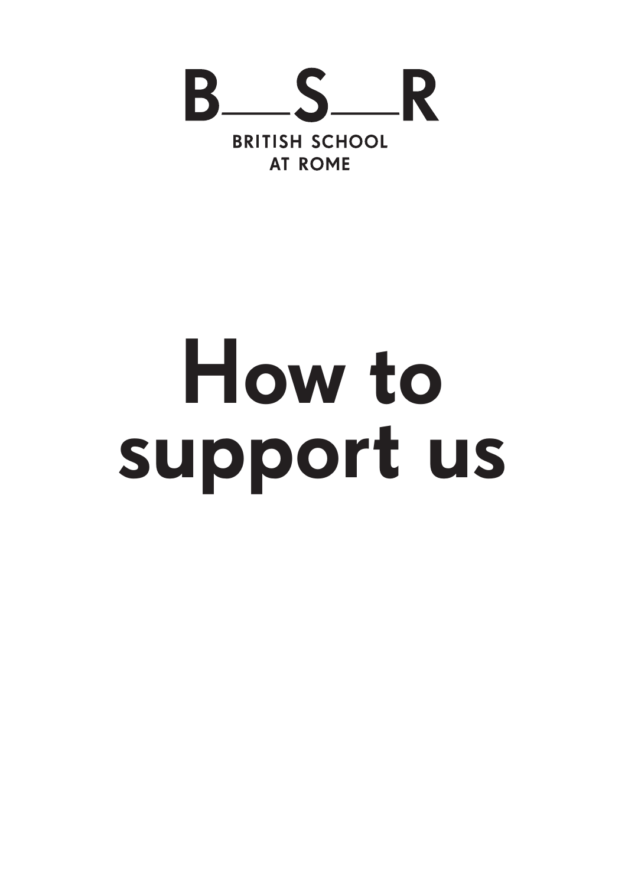B\_\_S\_\_R

BRITISH SCHOOL
AT ROME

# How to support us

B__S__R

BRITISH SCHOOL
AT ROME

# How to support us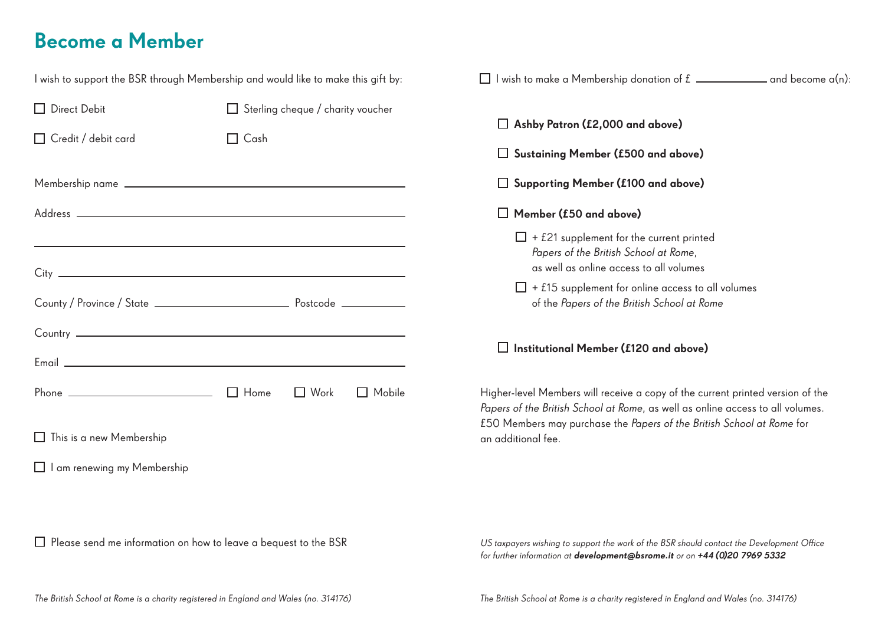# Become a Member

I wish to support the BSR through Membership and would like to make this gift by:

- ☐ Direct Debit
- ☐ Sterling cheque / charity voucher
- ☐ Credit / debit card
- ☐ Cash

Membership name ______________________________

Address ______________________________

______________________________

City ______________________________

County / Province / State ______________ Postcode __________

Country ______________________________

Email ______________________________

Phone ______________ ☐ Home ☐ Work ☐ Mobile

☐ This is a new Membership

☐ I am renewing my Membership

☐ Please send me information on how to leave a bequest to the BSR

*The British School at Rome is a charity registered in England and Wales (no. 314176)*

☐ I wish to make a Membership donation of £ __________ and become a(n):

- ☐ **Ashby Patron (£2,000 and above)**
- ☐ **Sustaining Member (£500 and above)**
- ☐ **Supporting Member (£100 and above)**
- ☐ **Member (£50 and above)**
  - ☐ + £21 supplement for the current printed *Papers of the British School at Rome*, as well as online access to all volumes
  - ☐ + £15 supplement for online access to all volumes of the *Papers of the British School at Rome*
- ☐ **Institutional Member (£120 and above)**

Higher-level Members will receive a copy of the current printed version of the *Papers of the British School at Rome*, as well as online access to all volumes. £50 Members may purchase the *Papers of the British School at Rome* for an additional fee.

*US taxpayers wishing to support the work of the BSR should contact the Development Office for further information at **development@bsrome.it** or on **+44 (0)20 7969 5332***

*The British School at Rome is a charity registered in England and Wales (no. 314176)*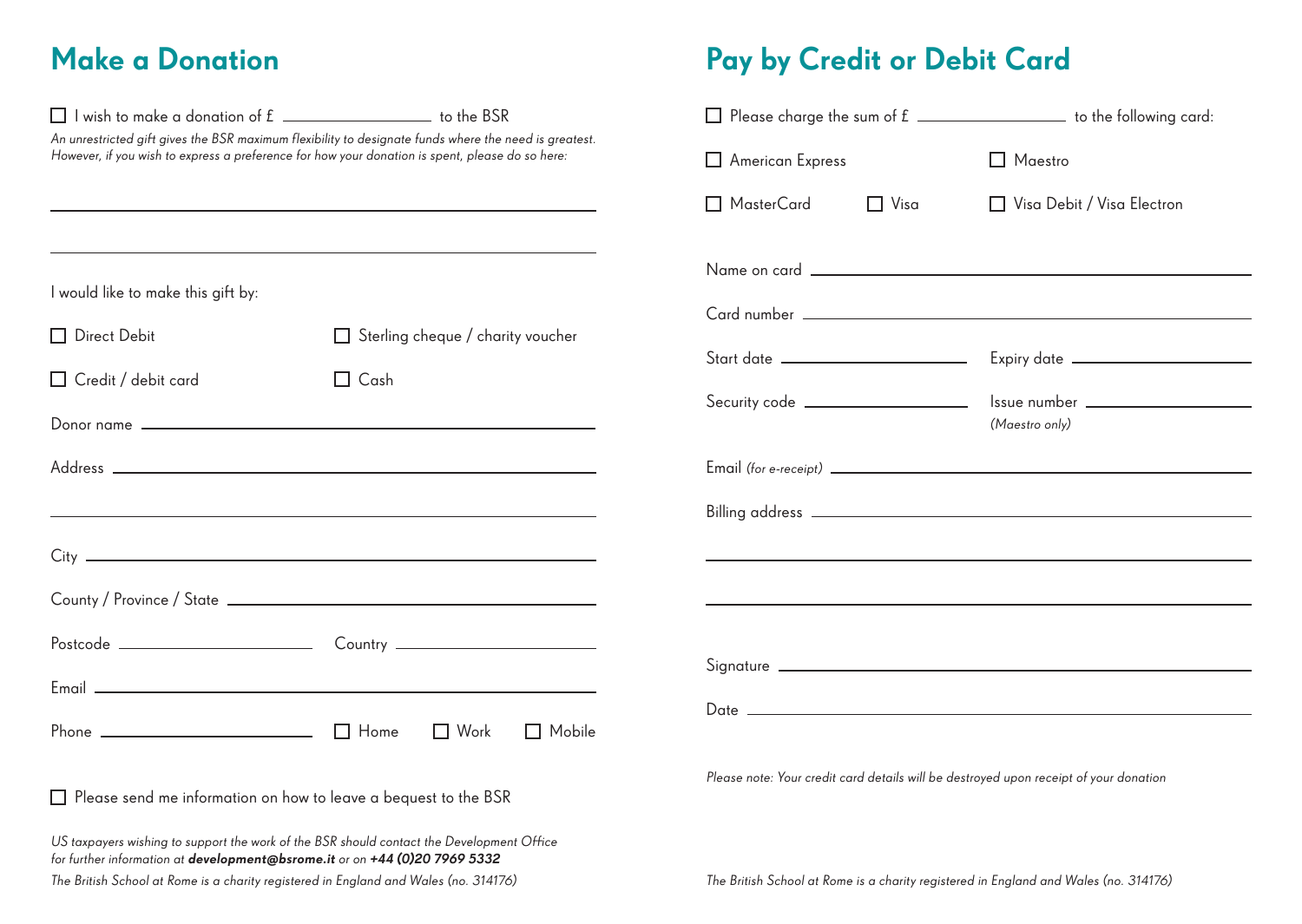## Make a Donation

☐ I wish to make a donation of £ ______________ to the BSR

*An unrestricted gift gives the BSR maximum flexibility to designate funds where the need is greatest. However, if you wish to express a preference for how your donation is spent, please do so here:*

______________________________________________

______________________________________________

I would like to make this gift by:

☐ Direct Debit ☐ Sterling cheque / charity voucher

☐ Credit / debit card ☐ Cash

Donor name ______________________________________________

Address ______________________________________________

______________________________________________

City ______________________________________________

County / Province / State ______________________________________________

Postcode ______________ Country ______________

Email ______________________________________________

Phone ______________ ☐ Home ☐ Work ☐ Mobile

☐ Please send me information on how to leave a bequest to the BSR

*US taxpayers wishing to support the work of the BSR should contact the Development Office for further information at* ***development@bsrome.it*** *or on* ***+44 (0)20 7969 5332***

*The British School at Rome is a charity registered in England and Wales (no. 314176)*

## Pay by Credit or Debit Card

☐ Please charge the sum of £ ______________ to the following card:

☐ American Express ☐ Maestro

☐ MasterCard ☐ Visa ☐ Visa Debit / Visa Electron

Name on card ______________________________________________

Card number ______________________________________________

Start date ______________ Expiry date ______________

Security code ______________ Issue number ______________ *(Maestro only)*

Email *(for e-receipt)* ______________________________________________

Billing address ______________________________________________

______________________________________________

______________________________________________

Signature ______________________________________________

Date ______________________________________________

*Please note: Your credit card details will be destroyed upon receipt of your donation*

*The British School at Rome is a charity registered in England and Wales (no. 314176)*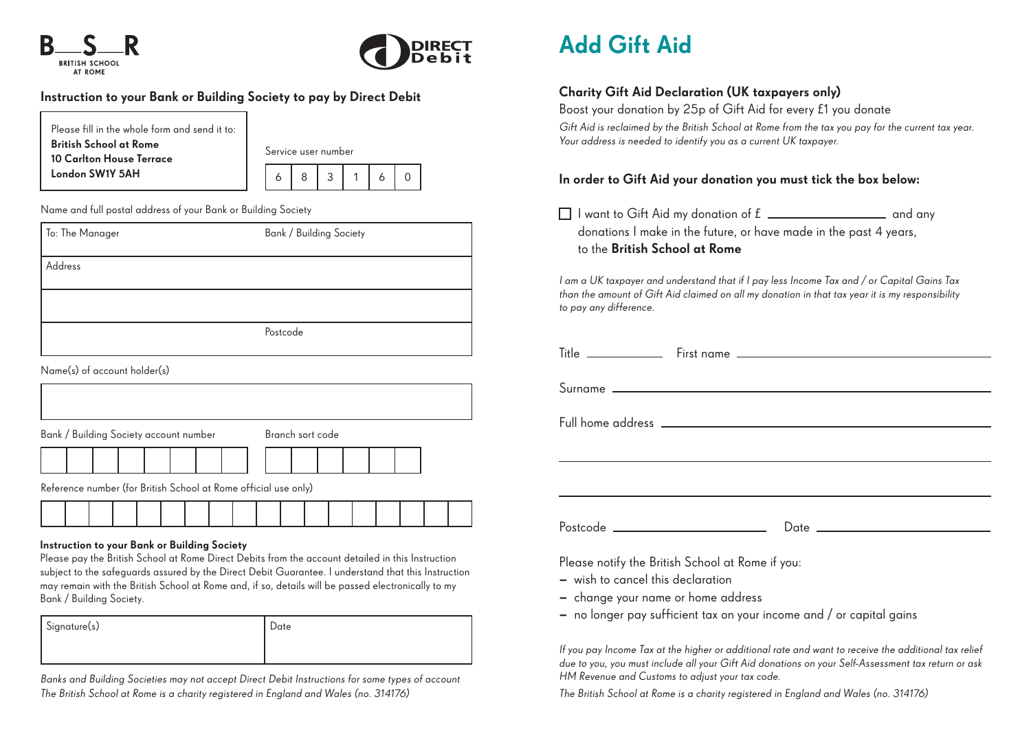B—S—R
BRITISH SCHOOL AT ROME

DIRECT Debit

## Instruction to your Bank or Building Society to pay by Direct Debit

Please fill in the whole form and send it to:
**British School at Rome**
**10 Carlton House Terrace**
**London SW1Y 5AH**

Service user number

| 6 | 8 | 3 | 1 | 6 | 0 |
|---|---|---|---|---|---|

Name and full postal address of your Bank or Building Society

| To: The Manager | Bank / Building Society |
|---|---|
| Address | |
| | |
| | Postcode |

Name(s) of account holder(s)

| |
|---|
| |

Bank / Building Society account number

| | | | | | | | |
|---|---|---|---|---|---|---|---|
| | | | | | | | |

Branch sort code

| | | | | | |
|---|---|---|---|---|---|
| | | | | | |

Reference number (for British School at Rome official use only)

| | | | | | | | | | | | | | | | | | |
|---|---|---|---|---|---|---|---|---|---|---|---|---|---|---|---|---|---|
| | | | | | | | | | | | | | | | | | |

**Instruction to your Bank or Building Society**
Please pay the British School at Rome Direct Debits from the account detailed in this Instruction subject to the safeguards assured by the Direct Debit Guarantee. I understand that this Instruction may remain with the British School at Rome and, if so, details will be passed electronically to my Bank / Building Society.

| Signature(s) | Date |
|---|---|
| | |

*Banks and Building Societies may not accept Direct Debit Instructions for some types of account*
*The British School at Rome is a charity registered in England and Wales (no. 314176)*

# Add Gift Aid

### Charity Gift Aid Declaration (UK taxpayers only)

Boost your donation by 25p of Gift Aid for every £1 you donate

*Gift Aid is reclaimed by the British School at Rome from the tax you pay for the current tax year. Your address is needed to identify you as a current UK taxpayer.*

### In order to Gift Aid your donation you must tick the box below:

☐ I want to Gift Aid my donation of £ ________________ and any donations I make in the future, or have made in the past 4 years, to the **British School at Rome**

*I am a UK taxpayer and understand that if I pay less Income Tax and / or Capital Gains Tax than the amount of Gift Aid claimed on all my donation in that tax year it is my responsibility to pay any difference.*

Title __________ First name ______________________________

Surname ______________________________

Full home address ______________________________

______________________________

______________________________

Postcode ____________________ Date ____________________

Please notify the British School at Rome if you:

- wish to cancel this declaration
- change your name or home address
- no longer pay sufficient tax on your income and / or capital gains

*If you pay Income Tax at the higher or additional rate and want to receive the additional tax relief due to you, you must include all your Gift Aid donations on your Self-Assessment tax return or ask HM Revenue and Customs to adjust your tax code.*

*The British School at Rome is a charity registered in England and Wales (no. 314176)*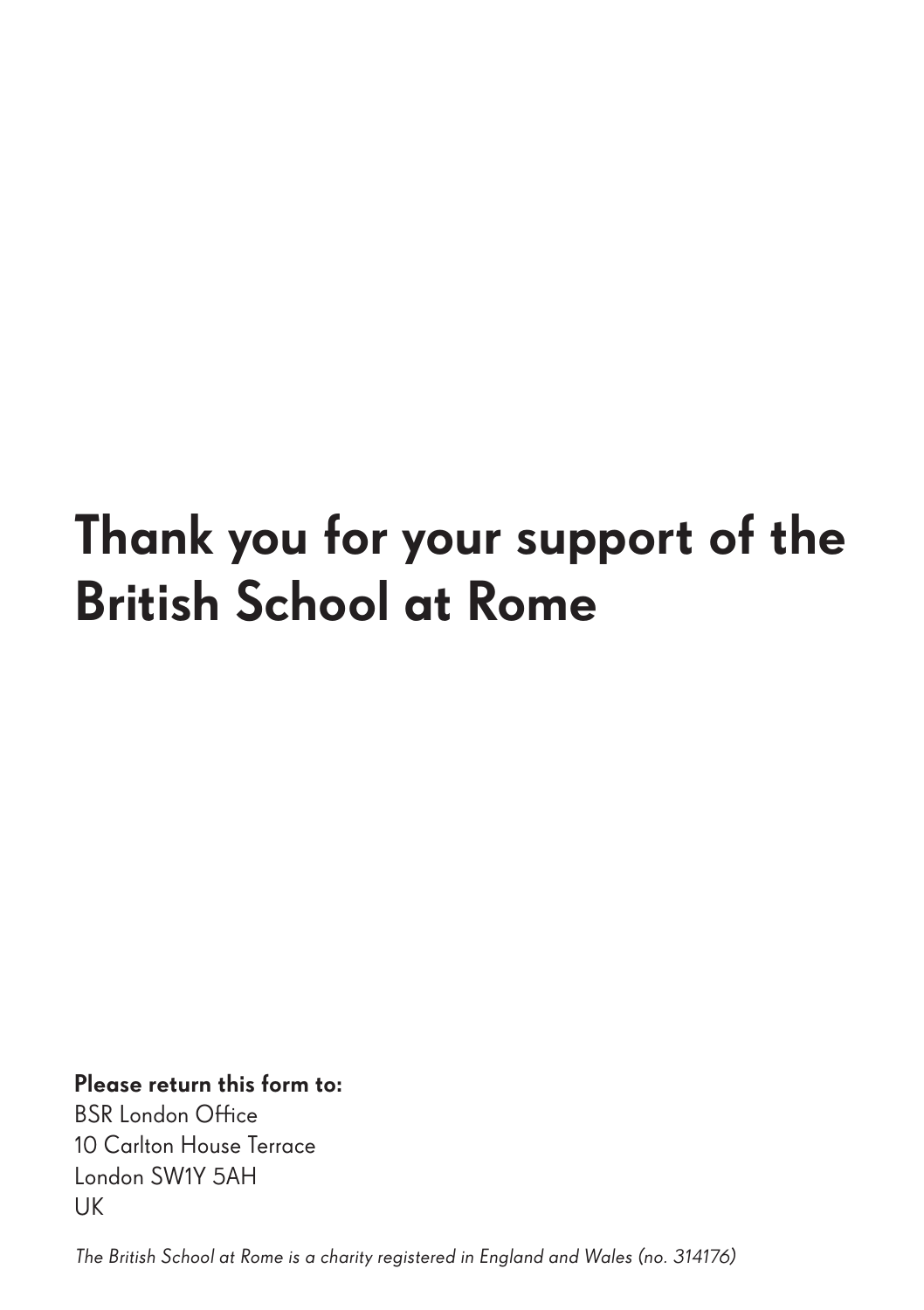# Thank you for your support of the British School at Rome

**Please return this form to:**
BSR London Office
10 Carlton House Terrace
London SW1Y 5AH
UK

*The British School at Rome is a charity registered in England and Wales (no. 314176)*